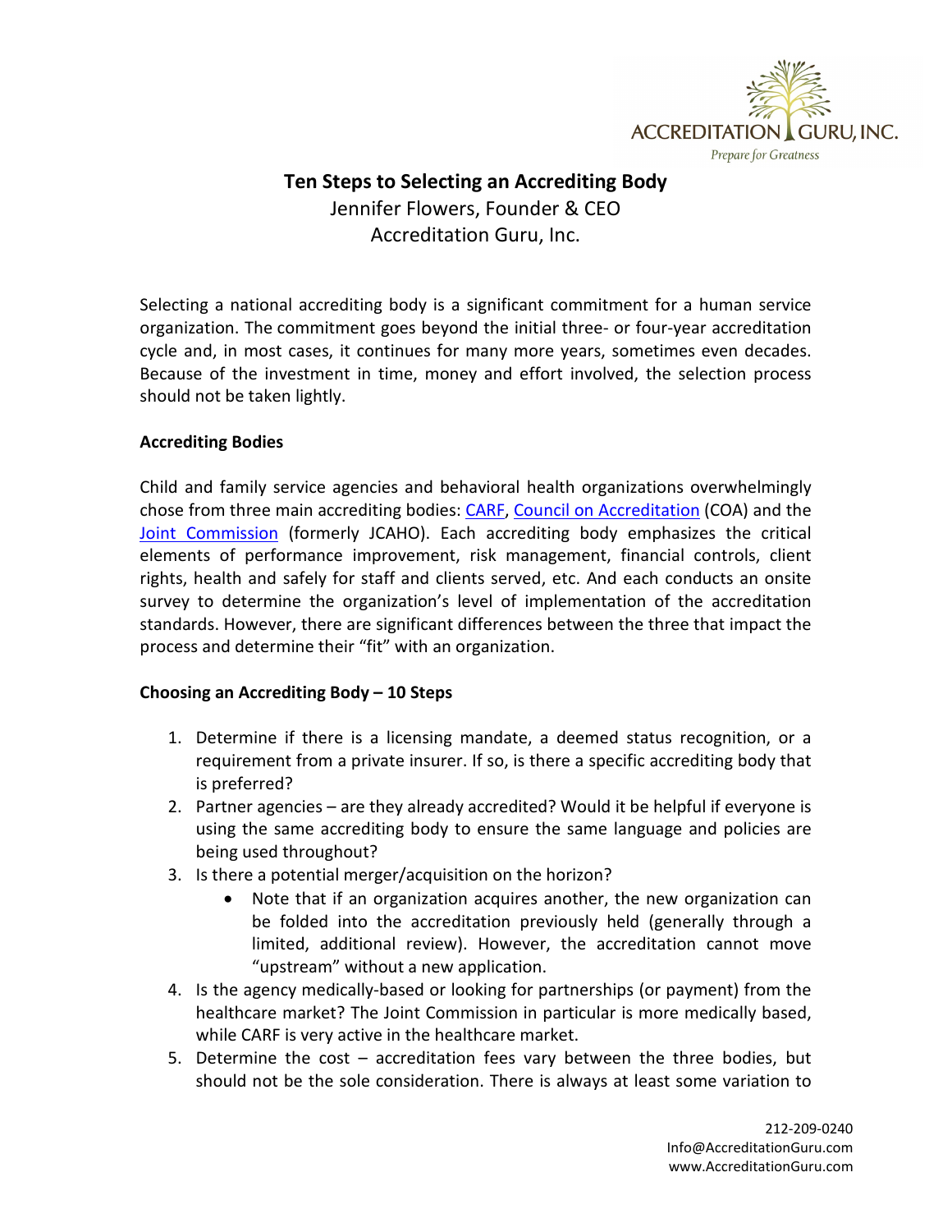# Ten Steps to Selecting an Accrediting Body

Jennifer Flowers, Founder & CEO
Accreditation Guru, Inc.

Selecting a national accrediting body is a significant commitment for a human service organization. The commitment goes beyond the initial three- or four-year accreditation cycle and, in most cases, it continues for many more years, sometimes even decades. Because of the investment in time, money and effort involved, the selection process should not be taken lightly.

## Accrediting Bodies

Child and family service agencies and behavioral health organizations overwhelmingly chose from three main accrediting bodies: CARF, Council on Accreditation (COA) and the Joint Commission (formerly JCAHO). Each accrediting body emphasizes the critical elements of performance improvement, risk management, financial controls, client rights, health and safely for staff and clients served, etc. And each conducts an onsite survey to determine the organization's level of implementation of the accreditation standards. However, there are significant differences between the three that impact the process and determine their "fit" with an organization.

## Choosing an Accrediting Body – 10 Steps

1. Determine if there is a licensing mandate, a deemed status recognition, or a requirement from a private insurer. If so, is there a specific accrediting body that is preferred?
2. Partner agencies – are they already accredited? Would it be helpful if everyone is using the same accrediting body to ensure the same language and policies are being used throughout?
3. Is there a potential merger/acquisition on the horizon?
   - Note that if an organization acquires another, the new organization can be folded into the accreditation previously held (generally through a limited, additional review). However, the accreditation cannot move "upstream" without a new application.
4. Is the agency medically-based or looking for partnerships (or payment) from the healthcare market? The Joint Commission in particular is more medically based, while CARF is very active in the healthcare market.
5. Determine the cost – accreditation fees vary between the three bodies, but should not be the sole consideration. There is always at least some variation to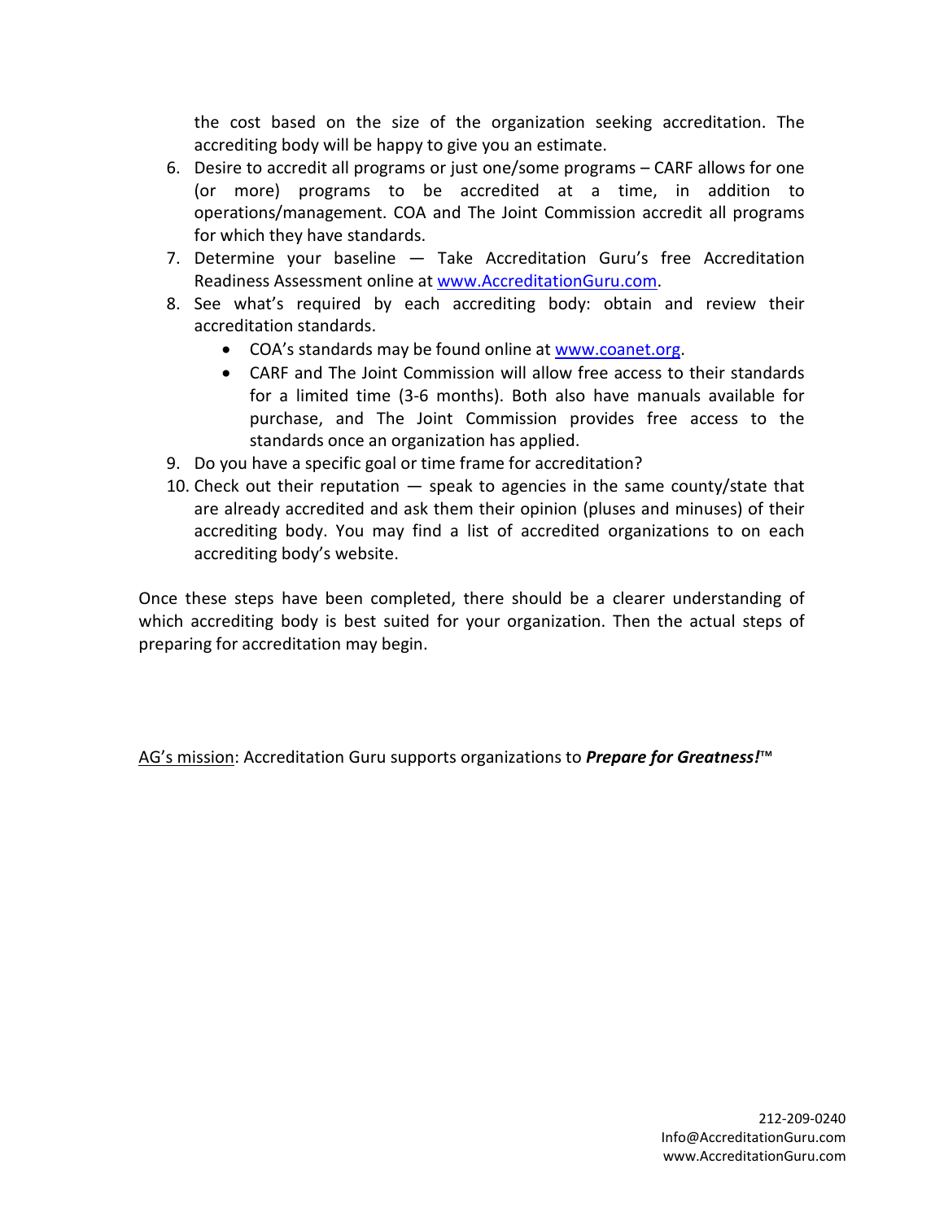the cost based on the size of the organization seeking accreditation. The accrediting body will be happy to give you an estimate.

6. Desire to accredit all programs or just one/some programs – CARF allows for one (or more) programs to be accredited at a time, in addition to operations/management. COA and The Joint Commission accredit all programs for which they have standards.
7. Determine your baseline — Take Accreditation Guru's free Accreditation Readiness Assessment online at [www.AccreditationGuru.com](http://www.AccreditationGuru.com).
8. See what's required by each accrediting body: obtain and review their accreditation standards.
   - COA's standards may be found online at [www.coanet.org](http://www.coanet.org).
   - CARF and The Joint Commission will allow free access to their standards for a limited time (3-6 months). Both also have manuals available for purchase, and The Joint Commission provides free access to the standards once an organization has applied.
9. Do you have a specific goal or time frame for accreditation?
10. Check out their reputation — speak to agencies in the same county/state that are already accredited and ask them their opinion (pluses and minuses) of their accrediting body. You may find a list of accredited organizations to on each accrediting body's website.

Once these steps have been completed, there should be a clearer understanding of which accrediting body is best suited for your organization. Then the actual steps of preparing for accreditation may begin.

AG's mission: Accreditation Guru supports organizations to ***Prepare for Greatness!***™

212-209-0240
Info@AccreditationGuru.com
www.AccreditationGuru.com